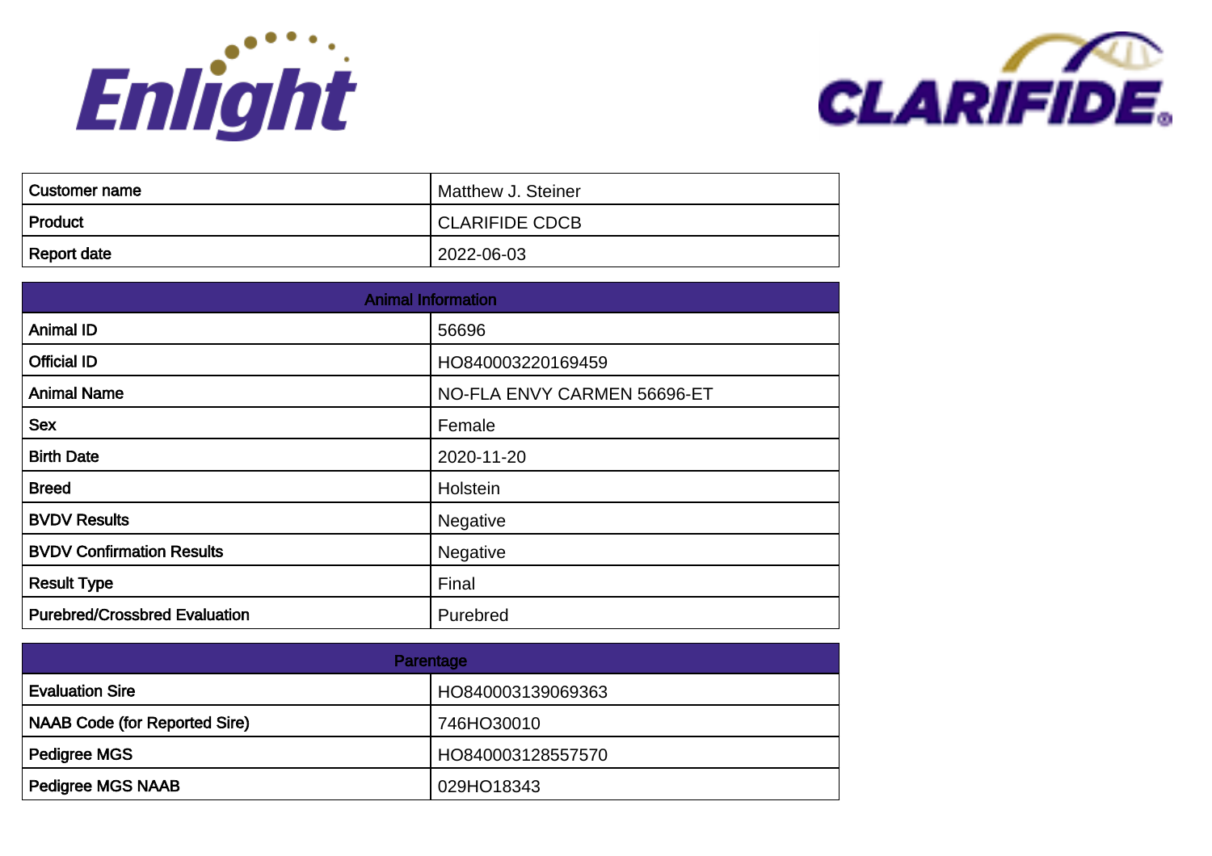Enlight

CLARIFIDE®

| Customer name | Matthew J. Steiner |
| --- | --- |
| Product | CLARIFIDE CDCB |
| Report date | 2022-06-03 |

| Animal Information | |
| --- | --- |
| Animal ID | 56696 |
| Official ID | HO840003220169459 |
| Animal Name | NO-FLA ENVY CARMEN 56696-ET |
| Sex | Female |
| Birth Date | 2020-11-20 |
| Breed | Holstein |
| BVDV Results | Negative |
| BVDV Confirmation Results | Negative |
| Result Type | Final |
| Purebred/Crossbred Evaluation | Purebred |

| Parentage | |
| --- | --- |
| Evaluation Sire | HO840003139069363 |
| NAAB Code (for Reported Sire) | 746HO30010 |
| Pedigree MGS | HO840003128557570 |
| Pedigree MGS NAAB | 029HO18343 |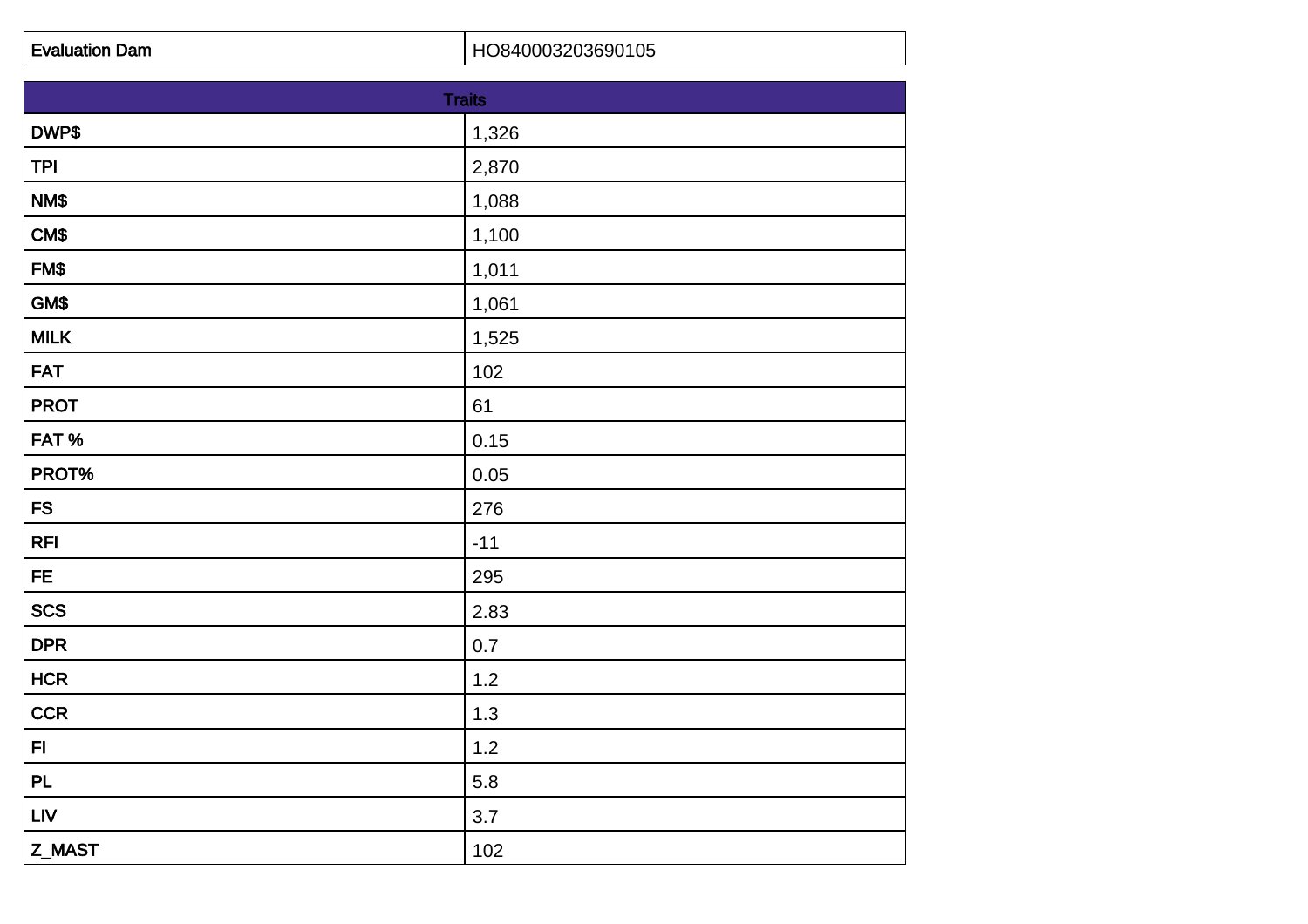| Evaluation Dam | HO840003203690105 |
| --- | --- |

| Traits | |
| --- | --- |
| DWP$ | 1,326 |
| TPI | 2,870 |
| NM$ | 1,088 |
| CM$ | 1,100 |
| FM$ | 1,011 |
| GM$ | 1,061 |
| MILK | 1,525 |
| FAT | 102 |
| PROT | 61 |
| FAT % | 0.15 |
| PROT% | 0.05 |
| FS | 276 |
| RFI | -11 |
| FE | 295 |
| SCS | 2.83 |
| DPR | 0.7 |
| HCR | 1.2 |
| CCR | 1.3 |
| FI | 1.2 |
| PL | 5.8 |
| LIV | 3.7 |
| Z_MAST | 102 |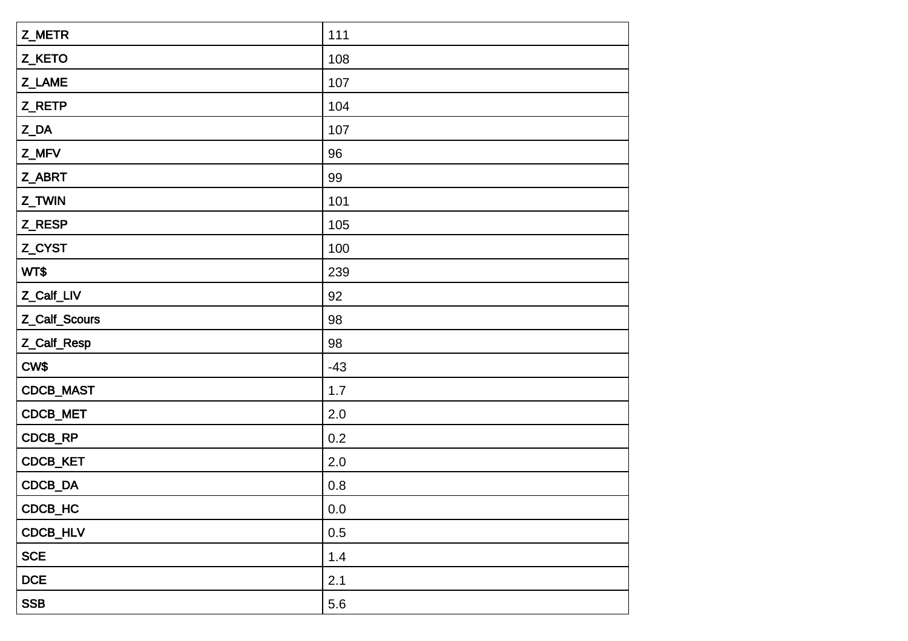| | |
|---|---|
| Z_METR | 111 |
| Z_KETO | 108 |
| Z_LAME | 107 |
| Z_RETP | 104 |
| Z_DA | 107 |
| Z_MFV | 96 |
| Z_ABRT | 99 |
| Z_TWIN | 101 |
| Z_RESP | 105 |
| Z_CYST | 100 |
| WT$ | 239 |
| Z_Calf_LIV | 92 |
| Z_Calf_Scours | 98 |
| Z_Calf_Resp | 98 |
| CW$ | -43 |
| CDCB_MAST | 1.7 |
| CDCB_MET | 2.0 |
| CDCB_RP | 0.2 |
| CDCB_KET | 2.0 |
| CDCB_DA | 0.8 |
| CDCB_HC | 0.0 |
| CDCB_HLV | 0.5 |
| SCE | 1.4 |
| DCE | 2.1 |
| SSB | 5.6 |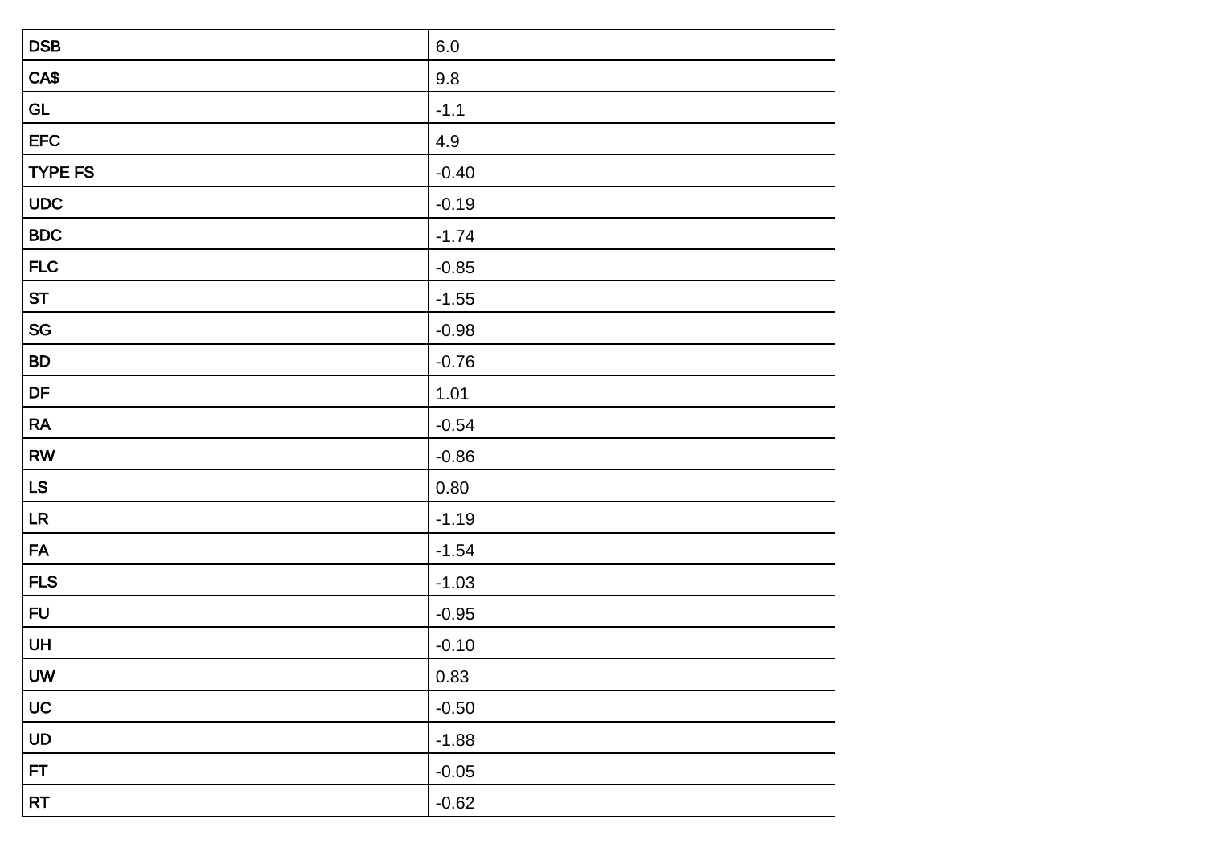| DSB | 6.0 |
|---|---|
| CA$ | 9.8 |
| GL | -1.1 |
| EFC | 4.9 |
| TYPE FS | -0.40 |
| UDC | -0.19 |
| BDC | -1.74 |
| FLC | -0.85 |
| ST | -1.55 |
| SG | -0.98 |
| BD | -0.76 |
| DF | 1.01 |
| RA | -0.54 |
| RW | -0.86 |
| LS | 0.80 |
| LR | -1.19 |
| FA | -1.54 |
| FLS | -1.03 |
| FU | -0.95 |
| UH | -0.10 |
| UW | 0.83 |
| UC | -0.50 |
| UD | -1.88 |
| FT | -0.05 |
| RT | -0.62 |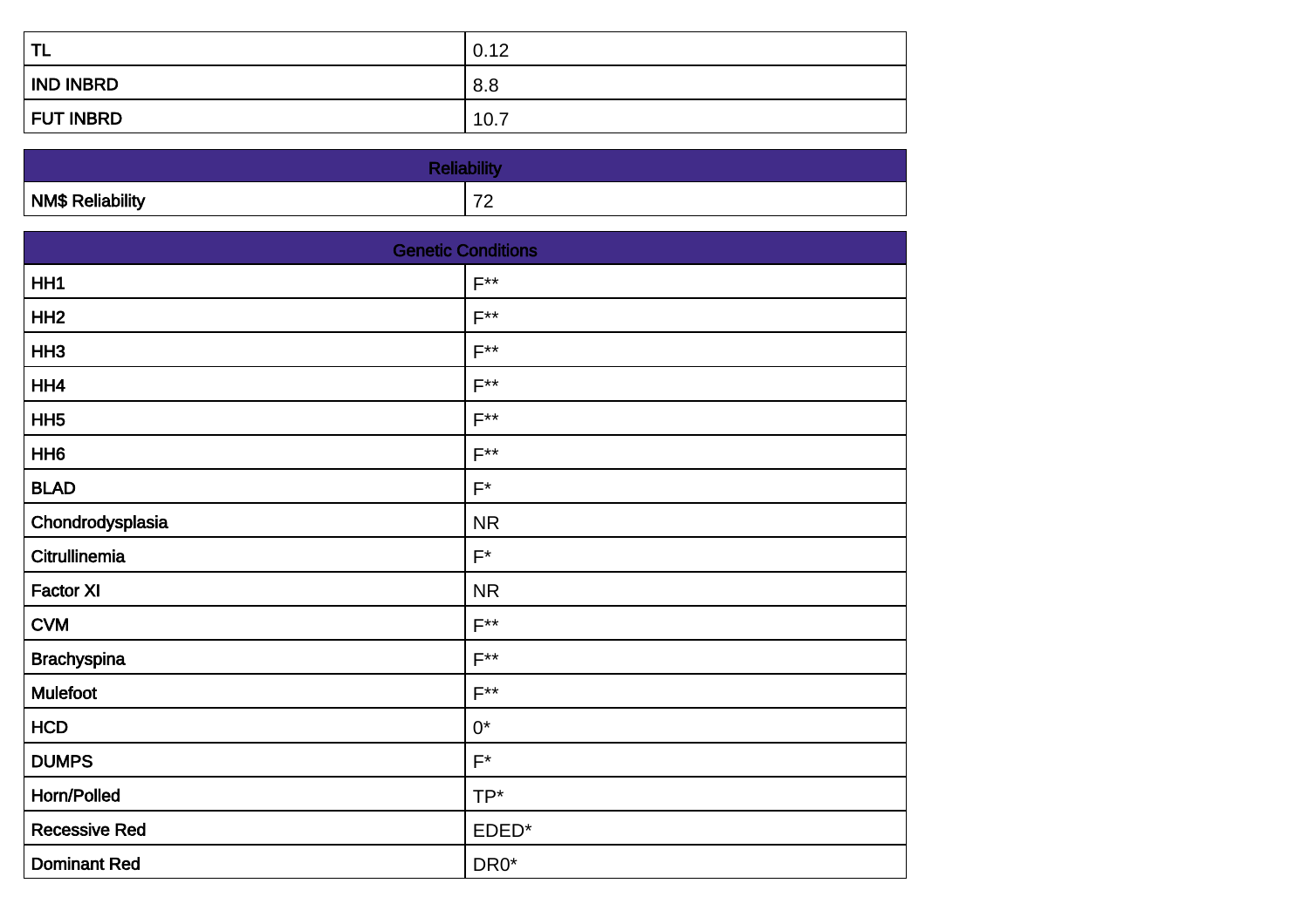| TL | 0.12 |
| --- | --- |
| IND INBRD | 8.8 |
| FUT INBRD | 10.7 |

| Reliability | |
| --- | --- |
| NM$ Reliability | 72 |

| Genetic Conditions | |
| --- | --- |
| HH1 | F** |
| HH2 | F** |
| HH3 | F** |
| HH4 | F** |
| HH5 | F** |
| HH6 | F** |
| BLAD | F* |
| Chondrodysplasia | NR |
| Citrullinemia | F* |
| Factor XI | NR |
| CVM | F** |
| Brachyspina | F** |
| Mulefoot | F** |
| HCD | 0* |
| DUMPS | F* |
| Horn/Polled | TP* |
| Recessive Red | EDED* |
| Dominant Red | DR0* |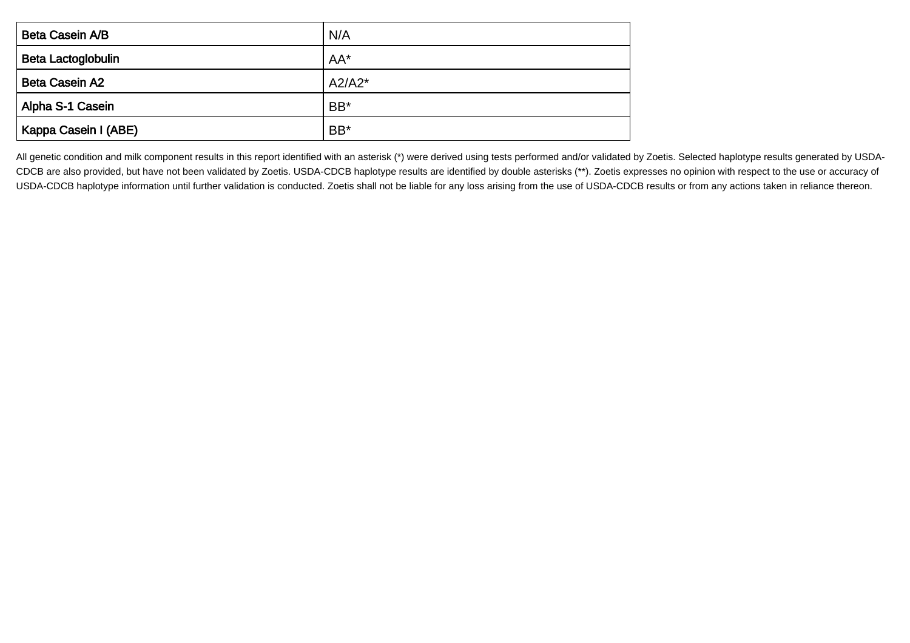| | |
|---|---|
| **Beta Casein A/B** | N/A |
| **Beta Lactoglobulin** | AA* |
| **Beta Casein A2** | A2/A2* |
| **Alpha S-1 Casein** | BB* |
| **Kappa Casein I (ABE)** | BB* |

All genetic condition and milk component results in this report identified with an asterisk (*) were derived using tests performed and/or validated by Zoetis. Selected haplotype results generated by USDA-CDCB are also provided, but have not been validated by Zoetis. USDA-CDCB haplotype results are identified by double asterisks (**). Zoetis expresses no opinion with respect to the use or accuracy of USDA-CDCB haplotype information until further validation is conducted. Zoetis shall not be liable for any loss arising from the use of USDA-CDCB results or from any actions taken in reliance thereon.